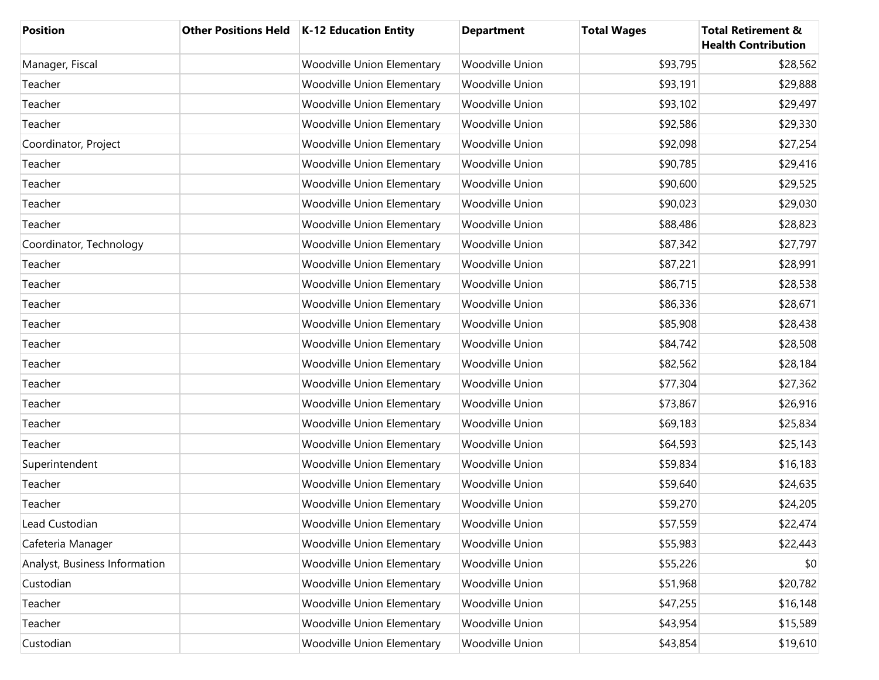| Position | Other Positions Held | K-12 Education Entity | Department | Total Wages | Total Retirement & Health Contribution |
|---|---|---|---|---|---|
| Manager, Fiscal | | Woodville Union Elementary | Woodville Union | $93,795 | $28,562 |
| Teacher | | Woodville Union Elementary | Woodville Union | $93,191 | $29,888 |
| Teacher | | Woodville Union Elementary | Woodville Union | $93,102 | $29,497 |
| Teacher | | Woodville Union Elementary | Woodville Union | $92,586 | $29,330 |
| Coordinator, Project | | Woodville Union Elementary | Woodville Union | $92,098 | $27,254 |
| Teacher | | Woodville Union Elementary | Woodville Union | $90,785 | $29,416 |
| Teacher | | Woodville Union Elementary | Woodville Union | $90,600 | $29,525 |
| Teacher | | Woodville Union Elementary | Woodville Union | $90,023 | $29,030 |
| Teacher | | Woodville Union Elementary | Woodville Union | $88,486 | $28,823 |
| Coordinator, Technology | | Woodville Union Elementary | Woodville Union | $87,342 | $27,797 |
| Teacher | | Woodville Union Elementary | Woodville Union | $87,221 | $28,991 |
| Teacher | | Woodville Union Elementary | Woodville Union | $86,715 | $28,538 |
| Teacher | | Woodville Union Elementary | Woodville Union | $86,336 | $28,671 |
| Teacher | | Woodville Union Elementary | Woodville Union | $85,908 | $28,438 |
| Teacher | | Woodville Union Elementary | Woodville Union | $84,742 | $28,508 |
| Teacher | | Woodville Union Elementary | Woodville Union | $82,562 | $28,184 |
| Teacher | | Woodville Union Elementary | Woodville Union | $77,304 | $27,362 |
| Teacher | | Woodville Union Elementary | Woodville Union | $73,867 | $26,916 |
| Teacher | | Woodville Union Elementary | Woodville Union | $69,183 | $25,834 |
| Teacher | | Woodville Union Elementary | Woodville Union | $64,593 | $25,143 |
| Superintendent | | Woodville Union Elementary | Woodville Union | $59,834 | $16,183 |
| Teacher | | Woodville Union Elementary | Woodville Union | $59,640 | $24,635 |
| Teacher | | Woodville Union Elementary | Woodville Union | $59,270 | $24,205 |
| Lead Custodian | | Woodville Union Elementary | Woodville Union | $57,559 | $22,474 |
| Cafeteria Manager | | Woodville Union Elementary | Woodville Union | $55,983 | $22,443 |
| Analyst, Business Information | | Woodville Union Elementary | Woodville Union | $55,226 | $0 |
| Custodian | | Woodville Union Elementary | Woodville Union | $51,968 | $20,782 |
| Teacher | | Woodville Union Elementary | Woodville Union | $47,255 | $16,148 |
| Teacher | | Woodville Union Elementary | Woodville Union | $43,954 | $15,589 |
| Custodian | | Woodville Union Elementary | Woodville Union | $43,854 | $19,610 |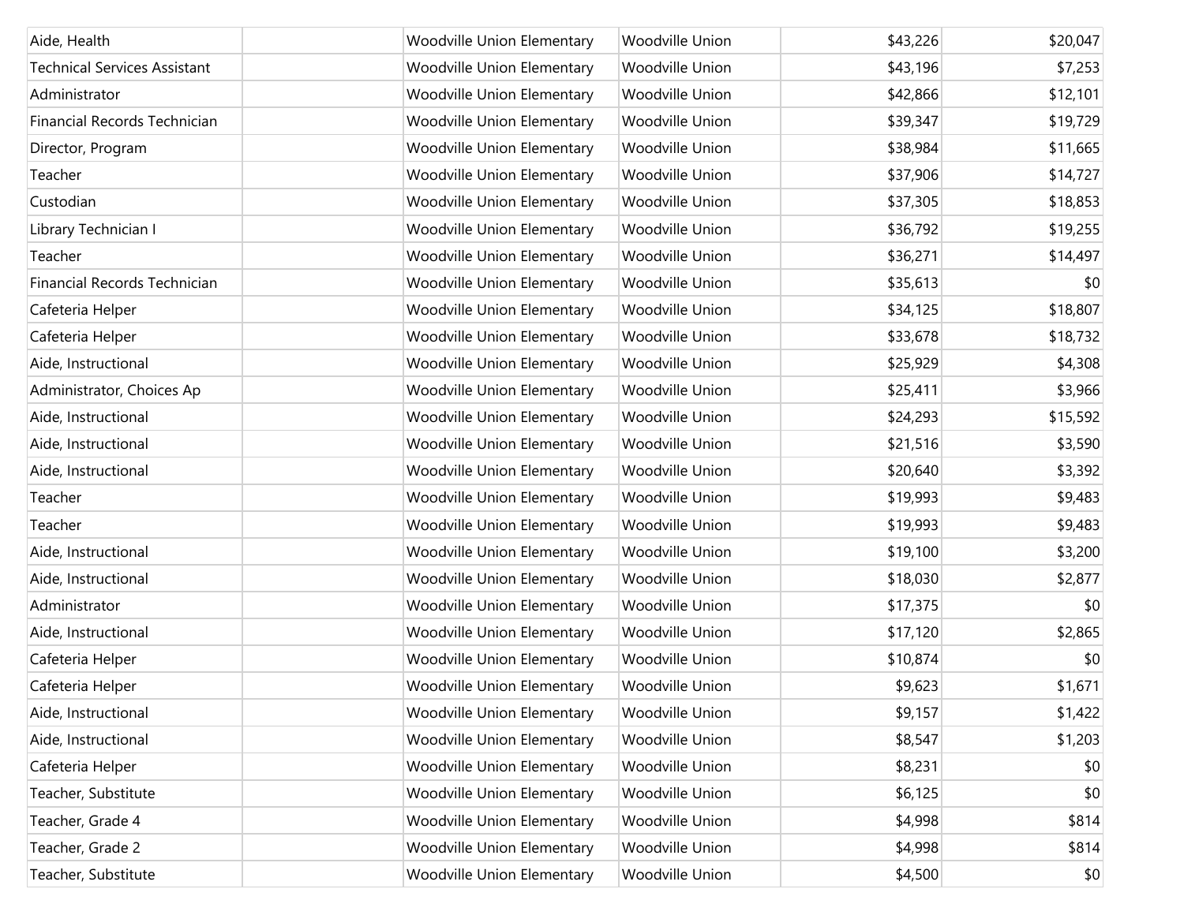| | | | | | |
|---|---|---|---|---|---|
| Aide, Health | | Woodville Union Elementary | Woodville Union | $43,226 | $20,047 |
| Technical Services Assistant | | Woodville Union Elementary | Woodville Union | $43,196 | $7,253 |
| Administrator | | Woodville Union Elementary | Woodville Union | $42,866 | $12,101 |
| Financial Records Technician | | Woodville Union Elementary | Woodville Union | $39,347 | $19,729 |
| Director, Program | | Woodville Union Elementary | Woodville Union | $38,984 | $11,665 |
| Teacher | | Woodville Union Elementary | Woodville Union | $37,906 | $14,727 |
| Custodian | | Woodville Union Elementary | Woodville Union | $37,305 | $18,853 |
| Library Technician I | | Woodville Union Elementary | Woodville Union | $36,792 | $19,255 |
| Teacher | | Woodville Union Elementary | Woodville Union | $36,271 | $14,497 |
| Financial Records Technician | | Woodville Union Elementary | Woodville Union | $35,613 | $0 |
| Cafeteria Helper | | Woodville Union Elementary | Woodville Union | $34,125 | $18,807 |
| Cafeteria Helper | | Woodville Union Elementary | Woodville Union | $33,678 | $18,732 |
| Aide, Instructional | | Woodville Union Elementary | Woodville Union | $25,929 | $4,308 |
| Administrator, Choices Ap | | Woodville Union Elementary | Woodville Union | $25,411 | $3,966 |
| Aide, Instructional | | Woodville Union Elementary | Woodville Union | $24,293 | $15,592 |
| Aide, Instructional | | Woodville Union Elementary | Woodville Union | $21,516 | $3,590 |
| Aide, Instructional | | Woodville Union Elementary | Woodville Union | $20,640 | $3,392 |
| Teacher | | Woodville Union Elementary | Woodville Union | $19,993 | $9,483 |
| Teacher | | Woodville Union Elementary | Woodville Union | $19,993 | $9,483 |
| Aide, Instructional | | Woodville Union Elementary | Woodville Union | $19,100 | $3,200 |
| Aide, Instructional | | Woodville Union Elementary | Woodville Union | $18,030 | $2,877 |
| Administrator | | Woodville Union Elementary | Woodville Union | $17,375 | $0 |
| Aide, Instructional | | Woodville Union Elementary | Woodville Union | $17,120 | $2,865 |
| Cafeteria Helper | | Woodville Union Elementary | Woodville Union | $10,874 | $0 |
| Cafeteria Helper | | Woodville Union Elementary | Woodville Union | $9,623 | $1,671 |
| Aide, Instructional | | Woodville Union Elementary | Woodville Union | $9,157 | $1,422 |
| Aide, Instructional | | Woodville Union Elementary | Woodville Union | $8,547 | $1,203 |
| Cafeteria Helper | | Woodville Union Elementary | Woodville Union | $8,231 | $0 |
| Teacher, Substitute | | Woodville Union Elementary | Woodville Union | $6,125 | $0 |
| Teacher, Grade 4 | | Woodville Union Elementary | Woodville Union | $4,998 | $814 |
| Teacher, Grade 2 | | Woodville Union Elementary | Woodville Union | $4,998 | $814 |
| Teacher, Substitute | | Woodville Union Elementary | Woodville Union | $4,500 | $0 |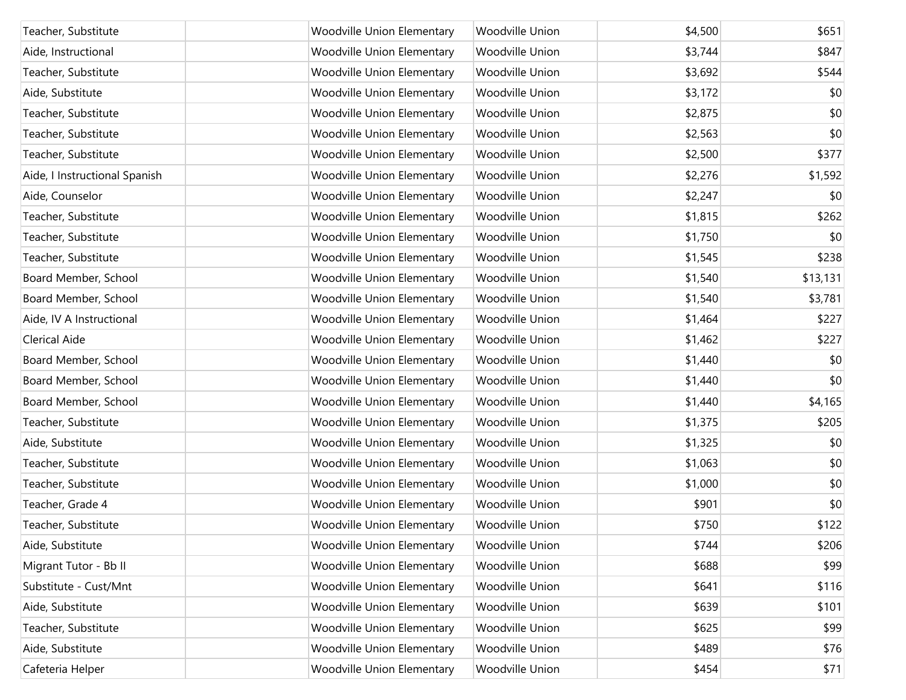| | | | | | |
|---|---|---|---|---|---|
| Teacher, Substitute | | Woodville Union Elementary | Woodville Union | $4,500 | $651 |
| Aide, Instructional | | Woodville Union Elementary | Woodville Union | $3,744 | $847 |
| Teacher, Substitute | | Woodville Union Elementary | Woodville Union | $3,692 | $544 |
| Aide, Substitute | | Woodville Union Elementary | Woodville Union | $3,172 | $0 |
| Teacher, Substitute | | Woodville Union Elementary | Woodville Union | $2,875 | $0 |
| Teacher, Substitute | | Woodville Union Elementary | Woodville Union | $2,563 | $0 |
| Teacher, Substitute | | Woodville Union Elementary | Woodville Union | $2,500 | $377 |
| Aide, I Instructional Spanish | | Woodville Union Elementary | Woodville Union | $2,276 | $1,592 |
| Aide, Counselor | | Woodville Union Elementary | Woodville Union | $2,247 | $0 |
| Teacher, Substitute | | Woodville Union Elementary | Woodville Union | $1,815 | $262 |
| Teacher, Substitute | | Woodville Union Elementary | Woodville Union | $1,750 | $0 |
| Teacher, Substitute | | Woodville Union Elementary | Woodville Union | $1,545 | $238 |
| Board Member, School | | Woodville Union Elementary | Woodville Union | $1,540 | $13,131 |
| Board Member, School | | Woodville Union Elementary | Woodville Union | $1,540 | $3,781 |
| Aide, IV A Instructional | | Woodville Union Elementary | Woodville Union | $1,464 | $227 |
| Clerical Aide | | Woodville Union Elementary | Woodville Union | $1,462 | $227 |
| Board Member, School | | Woodville Union Elementary | Woodville Union | $1,440 | $0 |
| Board Member, School | | Woodville Union Elementary | Woodville Union | $1,440 | $0 |
| Board Member, School | | Woodville Union Elementary | Woodville Union | $1,440 | $4,165 |
| Teacher, Substitute | | Woodville Union Elementary | Woodville Union | $1,375 | $205 |
| Aide, Substitute | | Woodville Union Elementary | Woodville Union | $1,325 | $0 |
| Teacher, Substitute | | Woodville Union Elementary | Woodville Union | $1,063 | $0 |
| Teacher, Substitute | | Woodville Union Elementary | Woodville Union | $1,000 | $0 |
| Teacher, Grade 4 | | Woodville Union Elementary | Woodville Union | $901 | $0 |
| Teacher, Substitute | | Woodville Union Elementary | Woodville Union | $750 | $122 |
| Aide, Substitute | | Woodville Union Elementary | Woodville Union | $744 | $206 |
| Migrant Tutor - Bb II | | Woodville Union Elementary | Woodville Union | $688 | $99 |
| Substitute - Cust/Mnt | | Woodville Union Elementary | Woodville Union | $641 | $116 |
| Aide, Substitute | | Woodville Union Elementary | Woodville Union | $639 | $101 |
| Teacher, Substitute | | Woodville Union Elementary | Woodville Union | $625 | $99 |
| Aide, Substitute | | Woodville Union Elementary | Woodville Union | $489 | $76 |
| Cafeteria Helper | | Woodville Union Elementary | Woodville Union | $454 | $71 |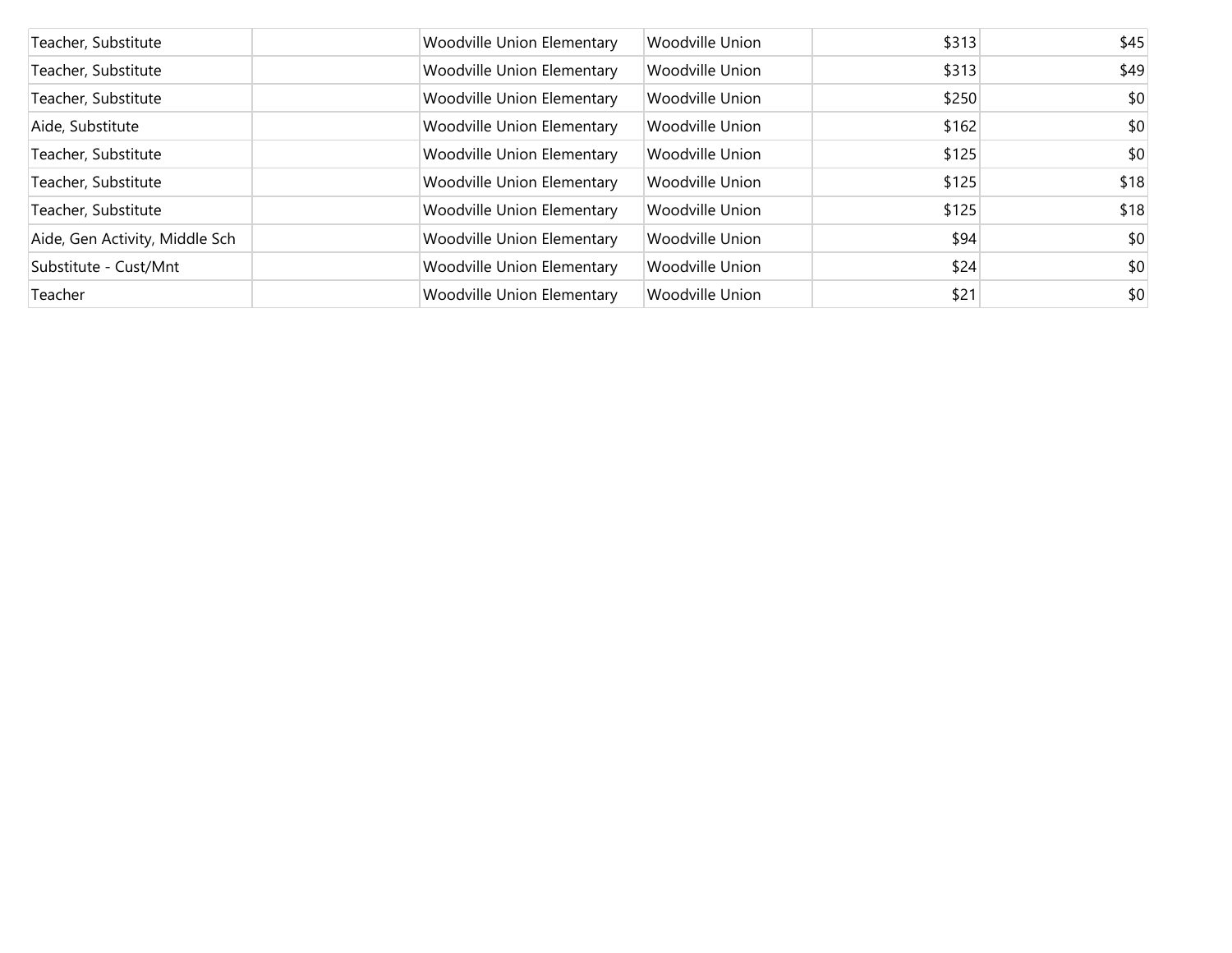| | | | | | |
|---|---|---|---|---|---|
| Teacher, Substitute | | Woodville Union Elementary | Woodville Union | $313 | $45 |
| Teacher, Substitute | | Woodville Union Elementary | Woodville Union | $313 | $49 |
| Teacher, Substitute | | Woodville Union Elementary | Woodville Union | $250 | $0 |
| Aide, Substitute | | Woodville Union Elementary | Woodville Union | $162 | $0 |
| Teacher, Substitute | | Woodville Union Elementary | Woodville Union | $125 | $0 |
| Teacher, Substitute | | Woodville Union Elementary | Woodville Union | $125 | $18 |
| Teacher, Substitute | | Woodville Union Elementary | Woodville Union | $125 | $18 |
| Aide, Gen Activity, Middle Sch | | Woodville Union Elementary | Woodville Union | $94 | $0 |
| Substitute - Cust/Mnt | | Woodville Union Elementary | Woodville Union | $24 | $0 |
| Teacher | | Woodville Union Elementary | Woodville Union | $21 | $0 |